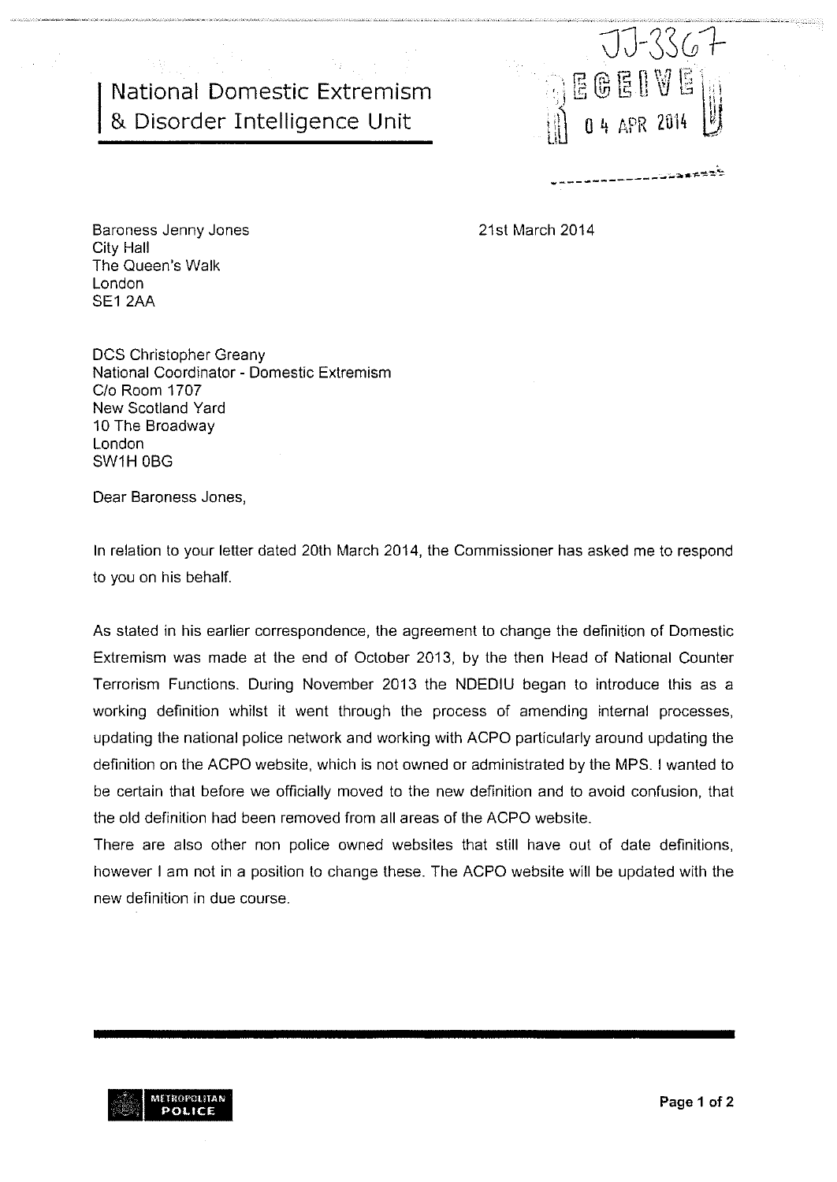# National Domestic Extremism & Disorder Intelligence Unit

JJ-3367

RECEIVED 04 APR 2014

Baroness Jenny Jones
City Hall
The Queen's Walk
London
SE1 2AA

21st March 2014

DCS Christopher Greany
National Coordinator - Domestic Extremism
C/o Room 1707
New Scotland Yard
10 The Broadway
London
SW1H 0BG

Dear Baroness Jones,

In relation to your letter dated 20th March 2014, the Commissioner has asked me to respond to you on his behalf.

As stated in his earlier correspondence, the agreement to change the definition of Domestic Extremism was made at the end of October 2013, by the then Head of National Counter Terrorism Functions. During November 2013 the NDEDIU began to introduce this as a working definition whilst it went through the process of amending internal processes, updating the national police network and working with ACPO particularly around updating the definition on the ACPO website, which is not owned or administrated by the MPS. I wanted to be certain that before we officially moved to the new definition and to avoid confusion, that the old definition had been removed from all areas of the ACPO website.

There are also other non police owned websites that still have out of date definitions, however I am not in a position to change these. The ACPO website will be updated with the new definition in due course.

METROPOLITAN POLICE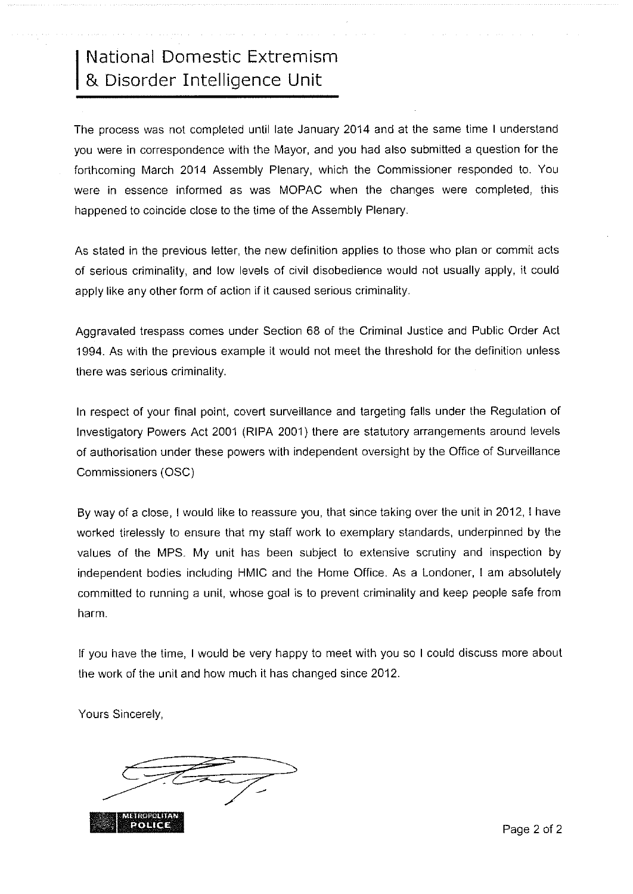# National Domestic Extremism & Disorder Intelligence Unit

The process was not completed until late January 2014 and at the same time I understand you were in correspondence with the Mayor, and you had also submitted a question for the forthcoming March 2014 Assembly Plenary, which the Commissioner responded to. You were in essence informed as was MOPAC when the changes were completed, this happened to coincide close to the time of the Assembly Plenary.

As stated in the previous letter, the new definition applies to those who plan or commit acts of serious criminality, and low levels of civil disobedience would not usually apply, it could apply like any other form of action if it caused serious criminality.

Aggravated trespass comes under Section 68 of the Criminal Justice and Public Order Act 1994. As with the previous example it would not meet the threshold for the definition unless there was serious criminality.

In respect of your final point, covert surveillance and targeting falls under the Regulation of Investigatory Powers Act 2001 (RIPA 2001) there are statutory arrangements around levels of authorisation under these powers with independent oversight by the Office of Surveillance Commissioners (OSC)

By way of a close, I would like to reassure you, that since taking over the unit in 2012, I have worked tirelessly to ensure that my staff work to exemplary standards, underpinned by the values of the MPS. My unit has been subject to extensive scrutiny and inspection by independent bodies including HMIC and the Home Office. As a Londoner, I am absolutely committed to running a unit, whose goal is to prevent criminality and keep people safe from harm.

If you have the time, I would be very happy to meet with you so I could discuss more about the work of the unit and how much it has changed since 2012.

Yours Sincerely,

METROPOLITAN POLICE